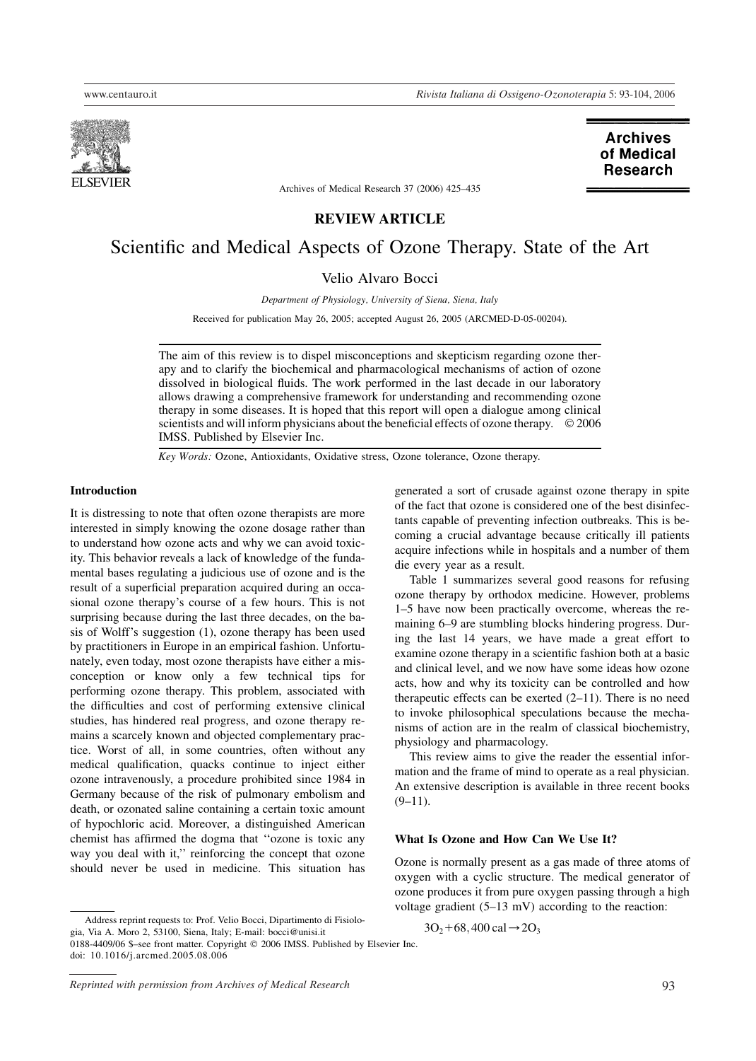## REVIEW ARTICLE

# Scientific and Medical Aspects of Ozone Therapy. State of the Art

Velio Alvaro Bocci

*Department of Physiology, University of Siena, Siena, Italy*

Received for publication May 26, 2005; accepted August 26, 2005 (ARCMED-D-05-00204).

The aim of this review is to dispel misconceptions and skepticism regarding ozone therapy and to clarify the biochemical and pharmacological mechanisms of action of ozone dissolved in biological fluids. The work performed in the last decade in our laboratory allows drawing a comprehensive framework for understanding and recommending ozone therapy in some diseases. It is hoped that this report will open a dialogue among clinical scientists and will inform physicians about the beneficial effects of ozone therapy. © 2006 IMSS. Published by Elsevier Inc.

*Key Words:* Ozone, Antioxidants, Oxidative stress, Ozone tolerance, Ozone therapy.

### Introduction

It is distressing to note that often ozone therapists are more interested in simply knowing the ozone dosage rather than to understand how ozone acts and why we can avoid toxicity. This behavior reveals a lack of knowledge of the fundamental bases regulating a judicious use of ozone and is the result of a superficial preparation acquired during an occasional ozone therapy's course of a few hours. This is not surprising because during the last three decades, on the basis of Wolff's suggestion (1), ozone therapy has been used by practitioners in Europe in an empirical fashion. Unfortunately, even today, most ozone therapists have either a misconception or know only a few technical tips for performing ozone therapy. This problem, associated with the difficulties and cost of performing extensive clinical studies, has hindered real progress, and ozone therapy remains a scarcely known and objected complementary practice. Worst of all, in some countries, often without any medical qualification, quacks continue to inject either ozone intravenously, a procedure prohibited since 1984 in Germany because of the risk of pulmonary embolism and death, or ozonated saline containing a certain toxic amount of hypochloric acid. Moreover, a distinguished American chemist has affirmed the dogma that ''ozone is toxic any way you deal with it,'' reinforcing the concept that ozone should never be used in medicine. This situation has generated a sort of crusade against ozone therapy in spite of the fact that ozone is considered one of the best disinfectants capable of preventing infection outbreaks. This is becoming a crucial advantage because critically ill patients acquire infections while in hospitals and a number of them die every year as a result.

Table 1 summarizes several good reasons for refusing ozone therapy by orthodox medicine. However, problems 1–5 have now been practically overcome, whereas the remaining 6–9 are stumbling blocks hindering progress. During the last 14 years, we have made a great effort to examine ozone therapy in a scientific fashion both at a basic and clinical level, and we now have some ideas how ozone acts, how and why its toxicity can be controlled and how therapeutic effects can be exerted (2–11). There is no need to invoke philosophical speculations because the mechanisms of action are in the realm of classical biochemistry, physiology and pharmacology.

This review aims to give the reader the essential information and the frame of mind to operate as a real physician. An extensive description is available in three recent books (9–11).

### What Is Ozone and How Can We Use It?

Ozone is normally present as a gas made of three atoms of oxygen with a cyclic structure. The medical generator of ozone produces it from pure oxygen passing through a high voltage gradient (5–13 mV) according to the reaction:

$$3O_2 + 68,400\ \text{cal} \rightarrow 2O_3$$

Address reprint requests to: Prof. Velio Bocci, Dipartimento di Fisiologia, Via A. Moro 2, 53100, Siena, Italy; E-mail: bocci@unisi.it

0188-4409/06 $–see front matter. Copyright © 2006 IMSS. Published by Elsevier Inc.
doi: 10.1016/j.arcmed.2005.08.006

*Reprinted with permission from Archives of Medical Research*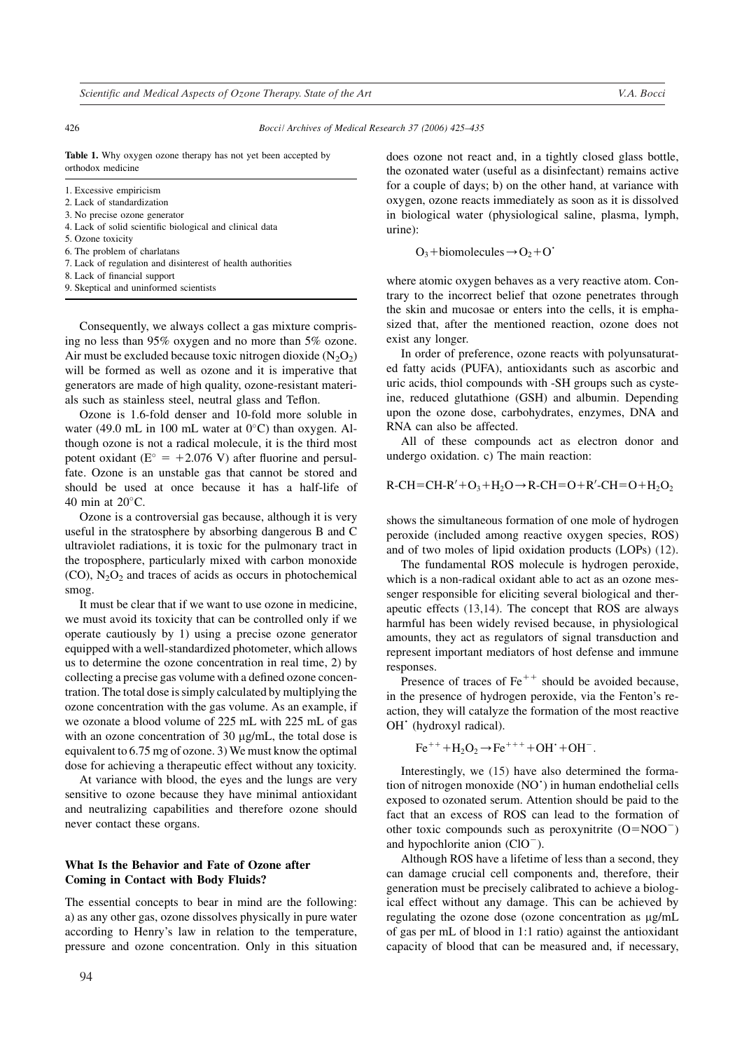**Table 1.** Why oxygen ozone therapy has not yet been accepted by orthodox medicine

|  |
|---|
| 1. Excessive empiricism |
| 2. Lack of standardization |
| 3. No precise ozone generator |
| 4. Lack of solid scientific biological and clinical data |
| 5. Ozone toxicity |
| 6. The problem of charlatans |
| 7. Lack of regulation and disinterest of health authorities |
| 8. Lack of financial support |
| 9. Skeptical and uninformed scientists |

Consequently, we always collect a gas mixture comprising no less than 95% oxygen and no more than 5% ozone. Air must be excluded because toxic nitrogen dioxide ($N_2O_2$) will be formed as well as ozone and it is imperative that generators are made of high quality, ozone-resistant materials such as stainless steel, neutral glass and Teflon.

Ozone is 1.6-fold denser and 10-fold more soluble in water (49.0 mL in 100 mL water at 0°C) than oxygen. Although ozone is not a radical molecule, it is the third most potent oxidant ($E^\circ = +2.076$ V) after fluorine and persulfate. Ozone is an unstable gas that cannot be stored and should be used at once because it has a half-life of 40 min at 20°C.

Ozone is a controversial gas because, although it is very useful in the stratosphere by absorbing dangerous B and C ultraviolet radiations, it is toxic for the pulmonary tract in the troposphere, particularly mixed with carbon monoxide (CO), $N_2O_2$ and traces of acids as occurs in photochemical smog.

It must be clear that if we want to use ozone in medicine, we must avoid its toxicity that can be controlled only if we operate cautiously by 1) using a precise ozone generator equipped with a well-standardized photometer, which allows us to determine the ozone concentration in real time, 2) by collecting a precise gas volume with a defined ozone concentration. The total dose is simply calculated by multiplying the ozone concentration with the gas volume. As an example, if we ozonate a blood volume of 225 mL with 225 mL of gas with an ozone concentration of 30 μg/mL, the total dose is equivalent to 6.75 mg of ozone. 3) We must know the optimal dose for achieving a therapeutic effect without any toxicity.

At variance with blood, the eyes and the lungs are very sensitive to ozone because they have minimal antioxidant and neutralizing capabilities and therefore ozone should never contact these organs.

## What Is the Behavior and Fate of Ozone after Coming in Contact with Body Fluids?

The essential concepts to bear in mind are the following: a) as any other gas, ozone dissolves physically in pure water according to Henry's law in relation to the temperature, pressure and ozone concentration. Only in this situation does ozone not react and, in a tightly closed glass bottle, the ozonated water (useful as a disinfectant) remains active for a couple of days; b) on the other hand, at variance with oxygen, ozone reacts immediately as soon as it is dissolved in biological water (physiological saline, plasma, lymph, urine):

$$O_3 + \text{biomolecules} \rightarrow O_2 + O^{\bullet}$$

where atomic oxygen behaves as a very reactive atom. Contrary to the incorrect belief that ozone penetrates through the skin and mucosae or enters into the cells, it is emphasized that, after the mentioned reaction, ozone does not exist any longer.

In order of preference, ozone reacts with polyunsaturated fatty acids (PUFA), antioxidants such as ascorbic and uric acids, thiol compounds with -SH groups such as cysteine, reduced glutathione (GSH) and albumin. Depending upon the ozone dose, carbohydrates, enzymes, DNA and RNA can also be affected.

All of these compounds act as electron donor and undergo oxidation. c) The main reaction:

$$R\text{-}CH{=}CH\text{-}R' + O_3 + H_2O \rightarrow R\text{-}CH{=}O + R'\text{-}CH{=}O + H_2O_2$$

shows the simultaneous formation of one mole of hydrogen peroxide (included among reactive oxygen species, ROS) and of two moles of lipid oxidation products (LOPs) (12).

The fundamental ROS molecule is hydrogen peroxide, which is a non-radical oxidant able to act as an ozone messenger responsible for eliciting several biological and therapeutic effects (13,14). The concept that ROS are always harmful has been widely revised because, in physiological amounts, they act as regulators of signal transduction and represent important mediators of host defense and immune responses.

Presence of traces of $Fe^{++}$ should be avoided because, in the presence of hydrogen peroxide, via the Fenton's reaction, they will catalyze the formation of the most reactive $OH^{\bullet}$ (hydroxyl radical).

$$Fe^{++} + H_2O_2 \rightarrow Fe^{+++} + OH^{\bullet} + OH^{-}.$$

Interestingly, we (15) have also determined the formation of nitrogen monoxide ($NO^{\bullet}$) in human endothelial cells exposed to ozonated serum. Attention should be paid to the fact that an excess of ROS can lead to the formation of other toxic compounds such as peroxynitrite ($O{=}NOO^{-}$) and hypochlorite anion ($ClO^{-}$).

Although ROS have a lifetime of less than a second, they can damage crucial cell components and, therefore, their generation must be precisely calibrated to achieve a biological effect without any damage. This can be achieved by regulating the ozone dose (ozone concentration as μg/mL of gas per mL of blood in 1:1 ratio) against the antioxidant capacity of blood that can be measured and, if necessary,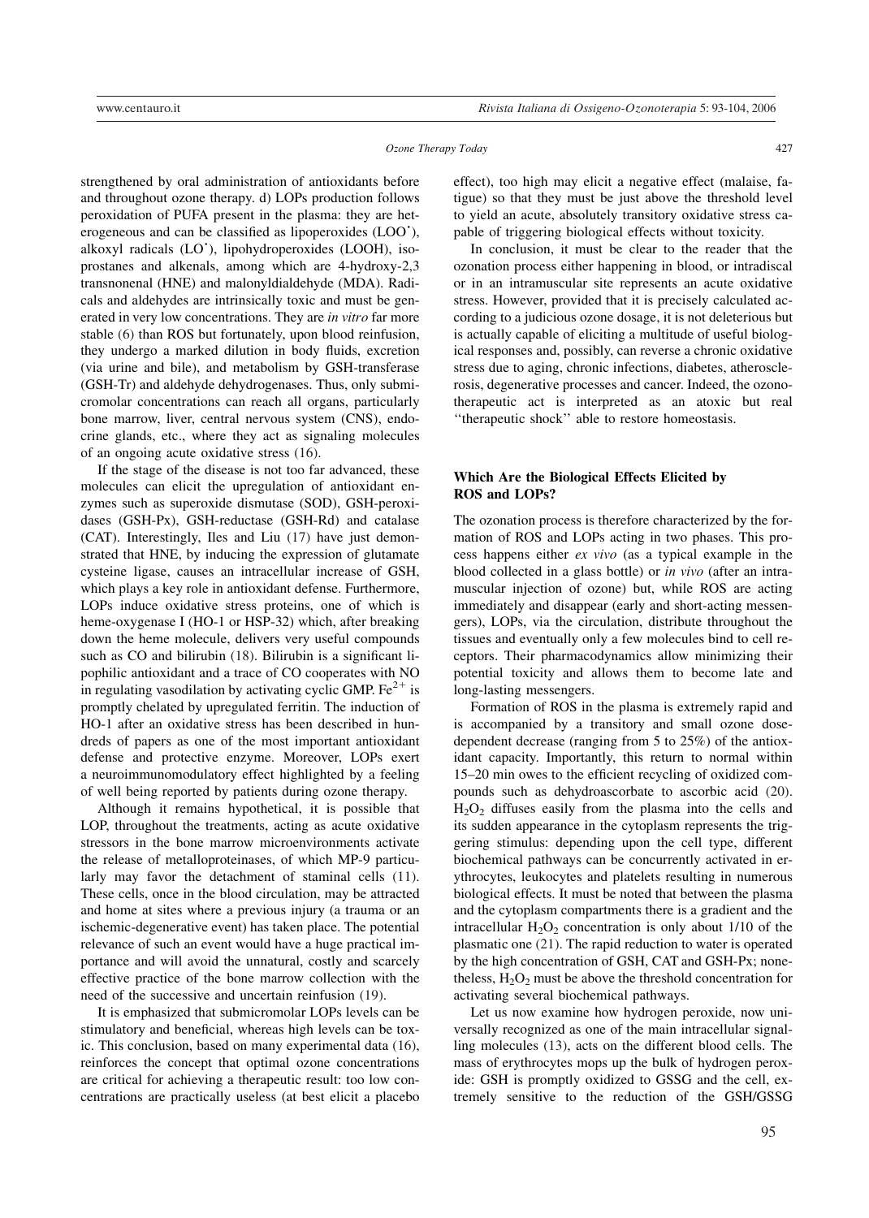strengthened by oral administration of antioxidants before and throughout ozone therapy. d) LOPs production follows peroxidation of PUFA present in the plasma: they are heterogeneous and can be classified as lipoperoxides (LOO$^{\bullet}$), alkoxyl radicals (LO$^{\bullet}$), lipohydroperoxides (LOOH), isoprostanes and alkenals, among which are 4-hydroxy-2,3 transnonenal (HNE) and malonyldialdehyde (MDA). Radicals and aldehydes are intrinsically toxic and must be generated in very low concentrations. They are *in vitro* far more stable (6) than ROS but fortunately, upon blood reinfusion, they undergo a marked dilution in body fluids, excretion (via urine and bile), and metabolism by GSH-transferase (GSH-Tr) and aldehyde dehydrogenases. Thus, only submicromolar concentrations can reach all organs, particularly bone marrow, liver, central nervous system (CNS), endocrine glands, etc., where they act as signaling molecules of an ongoing acute oxidative stress (16).

If the stage of the disease is not too far advanced, these molecules can elicit the upregulation of antioxidant enzymes such as superoxide dismutase (SOD), GSH-peroxidases (GSH-Px), GSH-reductase (GSH-Rd) and catalase (CAT). Interestingly, Iles and Liu (17) have just demonstrated that HNE, by inducing the expression of glutamate cysteine ligase, causes an intracellular increase of GSH, which plays a key role in antioxidant defense. Furthermore, LOPs induce oxidative stress proteins, one of which is heme-oxygenase I (HO-1 or HSP-32) which, after breaking down the heme molecule, delivers very useful compounds such as CO and bilirubin (18). Bilirubin is a significant lipophilic antioxidant and a trace of CO cooperates with NO in regulating vasodilation by activating cyclic GMP. $Fe^{2+}$ is promptly chelated by upregulated ferritin. The induction of HO-1 after an oxidative stress has been described in hundreds of papers as one of the most important antioxidant defense and protective enzyme. Moreover, LOPs exert a neuroimmunomodulatory effect highlighted by a feeling of well being reported by patients during ozone therapy.

Although it remains hypothetical, it is possible that LOP, throughout the treatments, acting as acute oxidative stressors in the bone marrow microenvironments activate the release of metalloproteinases, of which MP-9 particularly may favor the detachment of staminal cells (11). These cells, once in the blood circulation, may be attracted and home at sites where a previous injury (a trauma or an ischemic-degenerative event) has taken place. The potential relevance of such an event would have a huge practical importance and will avoid the unnatural, costly and scarcely effective practice of the bone marrow collection with the need of the successive and uncertain reinfusion (19).

It is emphasized that submicromolar LOPs levels can be stimulatory and beneficial, whereas high levels can be toxic. This conclusion, based on many experimental data (16), reinforces the concept that optimal ozone concentrations are critical for achieving a therapeutic result: too low concentrations are practically useless (at best elicit a placebo effect), too high may elicit a negative effect (malaise, fatigue) so that they must be just above the threshold level to yield an acute, absolutely transitory oxidative stress capable of triggering biological effects without toxicity.

In conclusion, it must be clear to the reader that the ozonation process either happening in blood, or intradiscal or in an intramuscular site represents an acute oxidative stress. However, provided that it is precisely calculated according to a judicious ozone dosage, it is not deleterious but is actually capable of eliciting a multitude of useful biological responses and, possibly, can reverse a chronic oxidative stress due to aging, chronic infections, diabetes, atherosclerosis, degenerative processes and cancer. Indeed, the ozonotherapeutic act is interpreted as an atoxic but real "therapeutic shock" able to restore homeostasis.

## Which Are the Biological Effects Elicited by ROS and LOPs?

The ozonation process is therefore characterized by the formation of ROS and LOPs acting in two phases. This process happens either *ex vivo* (as a typical example in the blood collected in a glass bottle) or *in vivo* (after an intramuscular injection of ozone) but, while ROS are acting immediately and disappear (early and short-acting messengers), LOPs, via the circulation, distribute throughout the tissues and eventually only a few molecules bind to cell receptors. Their pharmacodynamics allow minimizing their potential toxicity and allows them to become late and long-lasting messengers.

Formation of ROS in the plasma is extremely rapid and is accompanied by a transitory and small ozone dose-dependent decrease (ranging from 5 to 25%) of the antioxidant capacity. Importantly, this return to normal within 15–20 min owes to the efficient recycling of oxidized compounds such as dehydroascorbate to ascorbic acid (20). $H_2O_2$ diffuses easily from the plasma into the cells and its sudden appearance in the cytoplasm represents the triggering stimulus: depending upon the cell type, different biochemical pathways can be concurrently activated in erythrocytes, leukocytes and platelets resulting in numerous biological effects. It must be noted that between the plasma and the cytoplasm compartments there is a gradient and the intracellular $H_2O_2$ concentration is only about 1/10 of the plasmatic one (21). The rapid reduction to water is operated by the high concentration of GSH, CAT and GSH-Px; nonetheless, $H_2O_2$ must be above the threshold concentration for activating several biochemical pathways.

Let us now examine how hydrogen peroxide, now universally recognized as one of the main intracellular signalling molecules (13), acts on the different blood cells. The mass of erythrocytes mops up the bulk of hydrogen peroxide: GSH is promptly oxidized to GSSG and the cell, extremely sensitive to the reduction of the GSH/GSSG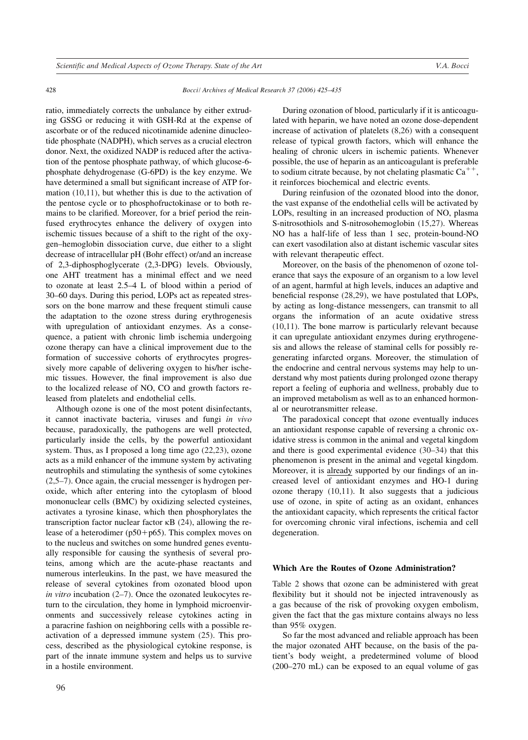ratio, immediately corrects the unbalance by either extruding GSSG or reducing it with GSH-Rd at the expense of ascorbate or of the reduced nicotinamide adenine dinucleotide phosphate (NADPH), which serves as a crucial electron donor. Next, the oxidized NADP is reduced after the activation of the pentose phosphate pathway, of which glucose-6-phosphate dehydrogenase (G-6PD) is the key enzyme. We have determined a small but significant increase of ATP formation (10,11), but whether this is due to the activation of the pentose cycle or to phosphofructokinase or to both remains to be clarified. Moreover, for a brief period the reinfused erythrocytes enhance the delivery of oxygen into ischemic tissues because of a shift to the right of the oxygen–hemoglobin dissociation curve, due either to a slight decrease of intracellular pH (Bohr effect) or/and an increase of 2,3-diphosphoglycerate (2,3-DPG) levels. Obviously, one AHT treatment has a minimal effect and we need to ozonate at least 2.5–4 L of blood within a period of 30–60 days. During this period, LOPs act as repeated stressors on the bone marrow and these frequent stimuli cause the adaptation to the ozone stress during erythrogenesis with upregulation of antioxidant enzymes. As a consequence, a patient with chronic limb ischemia undergoing ozone therapy can have a clinical improvement due to the formation of successive cohorts of erythrocytes progressively more capable of delivering oxygen to his/her ischemic tissues. However, the final improvement is also due to the localized release of NO, CO and growth factors released from platelets and endothelial cells.

Although ozone is one of the most potent disinfectants, it cannot inactivate bacteria, viruses and fungi *in vivo* because, paradoxically, the pathogens are well protected, particularly inside the cells, by the powerful antioxidant system. Thus, as I proposed a long time ago (22,23), ozone acts as a mild enhancer of the immune system by activating neutrophils and stimulating the synthesis of some cytokines (2,5–7). Once again, the crucial messenger is hydrogen peroxide, which after entering into the cytoplasm of blood mononuclear cells (BMC) by oxidizing selected cysteines, activates a tyrosine kinase, which then phosphorylates the transcription factor nuclear factor κB (24), allowing the release of a heterodimer (p50+p65). This complex moves on to the nucleus and switches on some hundred genes eventually responsible for causing the synthesis of several proteins, among which are the acute-phase reactants and numerous interleukins. In the past, we have measured the release of several cytokines from ozonated blood upon *in vitro* incubation (2–7). Once the ozonated leukocytes return to the circulation, they home in lymphoid microenvironments and successively release cytokines acting in a paracrine fashion on neighboring cells with a possible reactivation of a depressed immune system (25). This process, described as the physiological cytokine response, is part of the innate immune system and helps us to survive in a hostile environment.

During ozonation of blood, particularly if it is anticoagulated with heparin, we have noted an ozone dose-dependent increase of activation of platelets (8,26) with a consequent release of typical growth factors, which will enhance the healing of chronic ulcers in ischemic patients. Whenever possible, the use of heparin as an anticoagulant is preferable to sodium citrate because, by not chelating plasmatic $Ca^{++}$, it reinforces biochemical and electric events.

During reinfusion of the ozonated blood into the donor, the vast expanse of the endothelial cells will be activated by LOPs, resulting in an increased production of NO, plasma S-nitrosothiols and S-nitrosohemoglobin (15,27). Whereas NO has a half-life of less than 1 sec, protein-bound-NO can exert vasodilation also at distant ischemic vascular sites with relevant therapeutic effect.

Moreover, on the basis of the phenomenon of ozone tolerance that says the exposure of an organism to a low level of an agent, harmful at high levels, induces an adaptive and beneficial response (28,29), we have postulated that LOPs, by acting as long-distance messengers, can transmit to all organs the information of an acute oxidative stress (10,11). The bone marrow is particularly relevant because it can upregulate antioxidant enzymes during erythrogenesis and allows the release of staminal cells for possibly regenerating infarcted organs. Moreover, the stimulation of the endocrine and central nervous systems may help to understand why most patients during prolonged ozone therapy report a feeling of euphoria and wellness, probably due to an improved metabolism as well as to an enhanced hormonal or neurotransmitter release.

The paradoxical concept that ozone eventually induces an antioxidant response capable of reversing a chronic oxidative stress is common in the animal and vegetal kingdom and there is good experimental evidence (30–34) that this phenomenon is present in the animal and vegetal kingdom. Moreover, it is already supported by our findings of an increased level of antioxidant enzymes and HO-1 during ozone therapy (10,11). It also suggests that a judicious use of ozone, in spite of acting as an oxidant, enhances the antioxidant capacity, which represents the critical factor for overcoming chronic viral infections, ischemia and cell degeneration.

### Which Are the Routes of Ozone Administration?

Table 2 shows that ozone can be administered with great flexibility but it should not be injected intravenously as a gas because of the risk of provoking oxygen embolism, given the fact that the gas mixture contains always no less than 95% oxygen.

So far the most advanced and reliable approach has been the major ozonated AHT because, on the basis of the patient's body weight, a predetermined volume of blood (200–270 mL) can be exposed to an equal volume of gas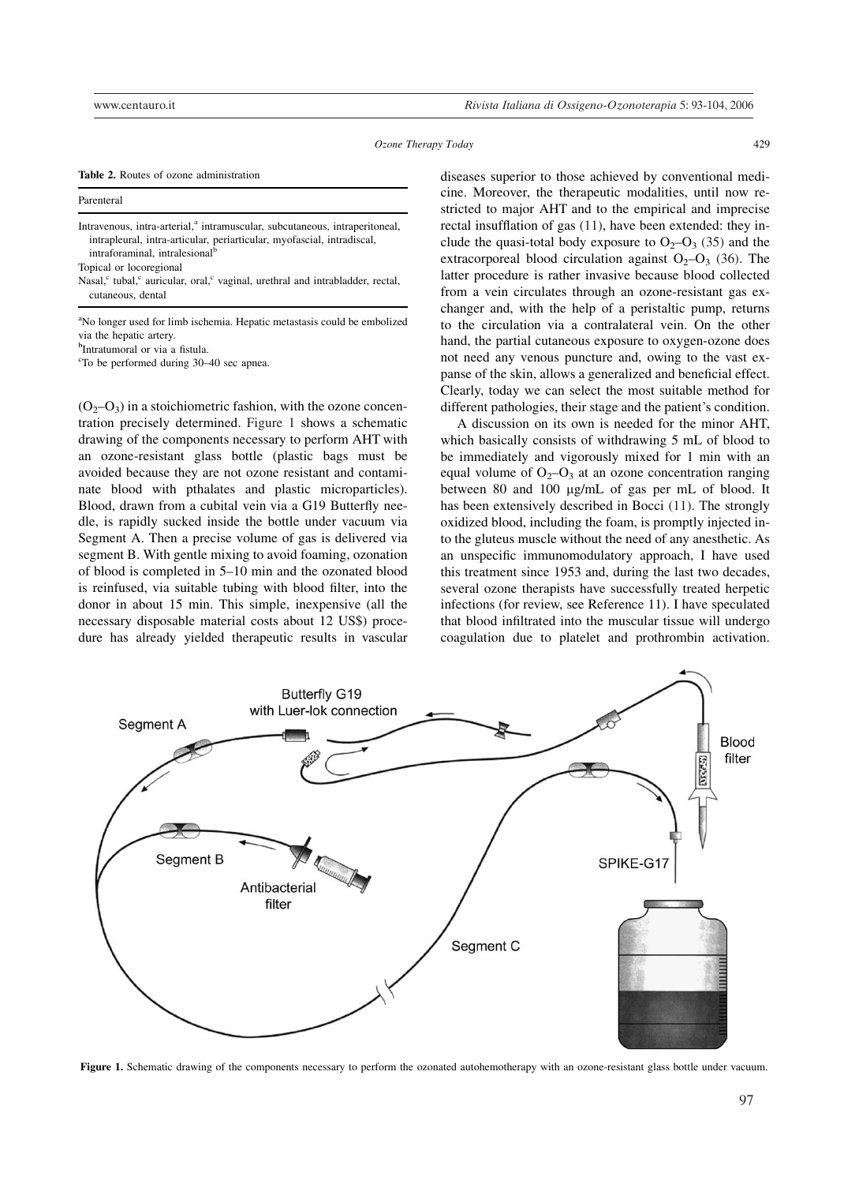**Table 2.** Routes of ozone administration

| Parenteral |
|---|
| Intravenous, intra-arterial,[a] intramuscular, subcutaneous, intraperitoneal, intrapleural, intra-articular, periarticular, myofascial, intradiscal, intraforaminal, intralesional[b] |
| Topical or locoregional |
| Nasal,[c] tubal,[c] auricular, oral,[c] vaginal, urethral and intrabladder, rectal, cutaneous, dental |

[a]No longer used for limb ischemia. Hepatic metastasis could be embolized via the hepatic artery.
[b]Intratumoral or via a fistula.
[c]To be performed during 30–40 sec apnea.

($O_2$–$O_3$) in a stoichiometric fashion, with the ozone concentration precisely determined. Figure 1 shows a schematic drawing of the components necessary to perform AHT with an ozone-resistant glass bottle (plastic bags must be avoided because they are not ozone resistant and contaminate blood with pthalates and plastic microparticles). Blood, drawn from a cubital vein via a G19 Butterfly needle, is rapidly sucked inside the bottle under vacuum via Segment A. Then a precise volume of gas is delivered via segment B. With gentle mixing to avoid foaming, ozonation of blood is completed in 5–10 min and the ozonated blood is reinfused, via suitable tubing with blood filter, into the donor in about 15 min. This simple, inexpensive (all the necessary disposable material costs about 12 US$) procedure has already yielded therapeutic results in vascular diseases superior to those achieved by conventional medicine. Moreover, the therapeutic modalities, until now restricted to major AHT and to the empirical and imprecise rectal insufflation of gas (11), have been extended: they include the quasi-total body exposure to $O_2$–$O_3$ (35) and the extracorporeal blood circulation against $O_2$–$O_3$ (36). The latter procedure is rather invasive because blood collected from a vein circulates through an ozone-resistant gas exchanger and, with the help of a peristaltic pump, returns to the circulation via a contralateral vein. On the other hand, the partial cutaneous exposure to oxygen-ozone does not need any venous puncture and, owing to the vast expanse of the skin, allows a generalized and beneficial effect. Clearly, today we can select the most suitable method for different pathologies, their stage and the patient's condition.

A discussion on its own is needed for the minor AHT, which basically consists of withdrawing 5 mL of blood to be immediately and vigorously mixed for 1 min with an equal volume of $O_2$–$O_3$ at an ozone concentration ranging between 80 and 100 μg/mL of gas per mL of blood. It has been extensively described in Bocci (11). The strongly oxidized blood, including the foam, is promptly injected into the gluteus muscle without the need of any anesthetic. As an unspecific immunomodulatory approach, I have used this treatment since 1953 and, during the last two decades, several ozone therapists have successfully treated herpetic infections (for review, see Reference 11). I have speculated that blood infiltrated into the muscular tissue will undergo coagulation due to platelet and prothrombin activation.

**Figure 1.** Schematic drawing of the components necessary to perform the ozonated autohemotherapy with an ozone-resistant glass bottle under vacuum.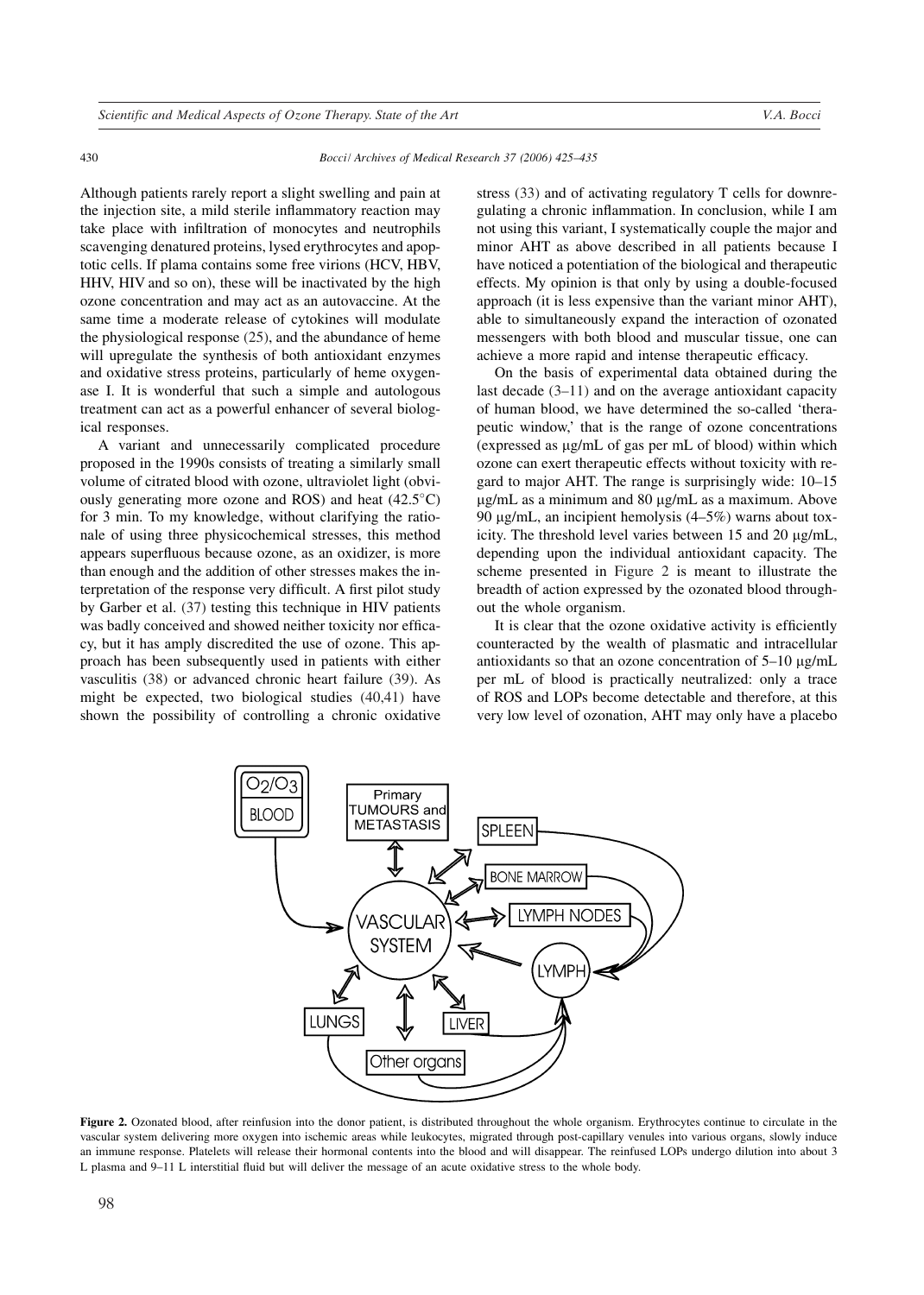Although patients rarely report a slight swelling and pain at the injection site, a mild sterile inflammatory reaction may take place with infiltration of monocytes and neutrophils scavenging denatured proteins, lysed erythrocytes and apoptotic cells. If plama contains some free virions (HCV, HBV, HHV, HIV and so on), these will be inactivated by the high ozone concentration and may act as an autovaccine. At the same time a moderate release of cytokines will modulate the physiological response (25), and the abundance of heme will upregulate the synthesis of both antioxidant enzymes and oxidative stress proteins, particularly of heme oxygenase I. It is wonderful that such a simple and autologous treatment can act as a powerful enhancer of several biological responses.

A variant and unnecessarily complicated procedure proposed in the 1990s consists of treating a similarly small volume of citrated blood with ozone, ultraviolet light (obviously generating more ozone and ROS) and heat (42.5°C) for 3 min. To my knowledge, without clarifying the rationale of using three physicochemical stresses, this method appears superfluous because ozone, as an oxidizer, is more than enough and the addition of other stresses makes the interpretation of the response very difficult. A first pilot study by Garber et al. (37) testing this technique in HIV patients was badly conceived and showed neither toxicity nor efficacy, but it has amply discredited the use of ozone. This approach has been subsequently used in patients with either vasculitis (38) or advanced chronic heart failure (39). As might be expected, two biological studies (40,41) have shown the possibility of controlling a chronic oxidative stress (33) and of activating regulatory T cells for downregulating a chronic inflammation. In conclusion, while I am not using this variant, I systematically couple the major and minor AHT as above described in all patients because I have noticed a potentiation of the biological and therapeutic effects. My opinion is that only by using a double-focused approach (it is less expensive than the variant minor AHT), able to simultaneously expand the interaction of ozonated messengers with both blood and muscular tissue, one can achieve a more rapid and intense therapeutic efficacy.

On the basis of experimental data obtained during the last decade (3–11) and on the average antioxidant capacity of human blood, we have determined the so-called 'therapeutic window,' that is the range of ozone concentrations (expressed as μg/mL of gas per mL of blood) within which ozone can exert therapeutic effects without toxicity with regard to major AHT. The range is surprisingly wide: 10–15 μg/mL as a minimum and 80 μg/mL as a maximum. Above 90 μg/mL, an incipient hemolysis (4–5%) warns about toxicity. The threshold level varies between 15 and 20 μg/mL, depending upon the individual antioxidant capacity. The scheme presented in Figure 2 is meant to illustrate the breadth of action expressed by the ozonated blood throughout the whole organism.

It is clear that the ozone oxidative activity is efficiently counteracted by the wealth of plasmatic and intracellular antioxidants so that an ozone concentration of 5–10 μg/mL per mL of blood is practically neutralized: only a trace of ROS and LOPs become detectable and therefore, at this very low level of ozonation, AHT may only have a placebo

**Figure 2.** Ozonated blood, after reinfusion into the donor patient, is distributed throughout the whole organism. Erythrocytes continue to circulate in the vascular system delivering more oxygen into ischemic areas while leukocytes, migrated through post-capillary venules into various organs, slowly induce an immune response. Platelets will release their hormonal contents into the blood and will disappear. The reinfused LOPs undergo dilution into about 3 L plasma and 9–11 L interstitial fluid but will deliver the message of an acute oxidative stress to the whole body.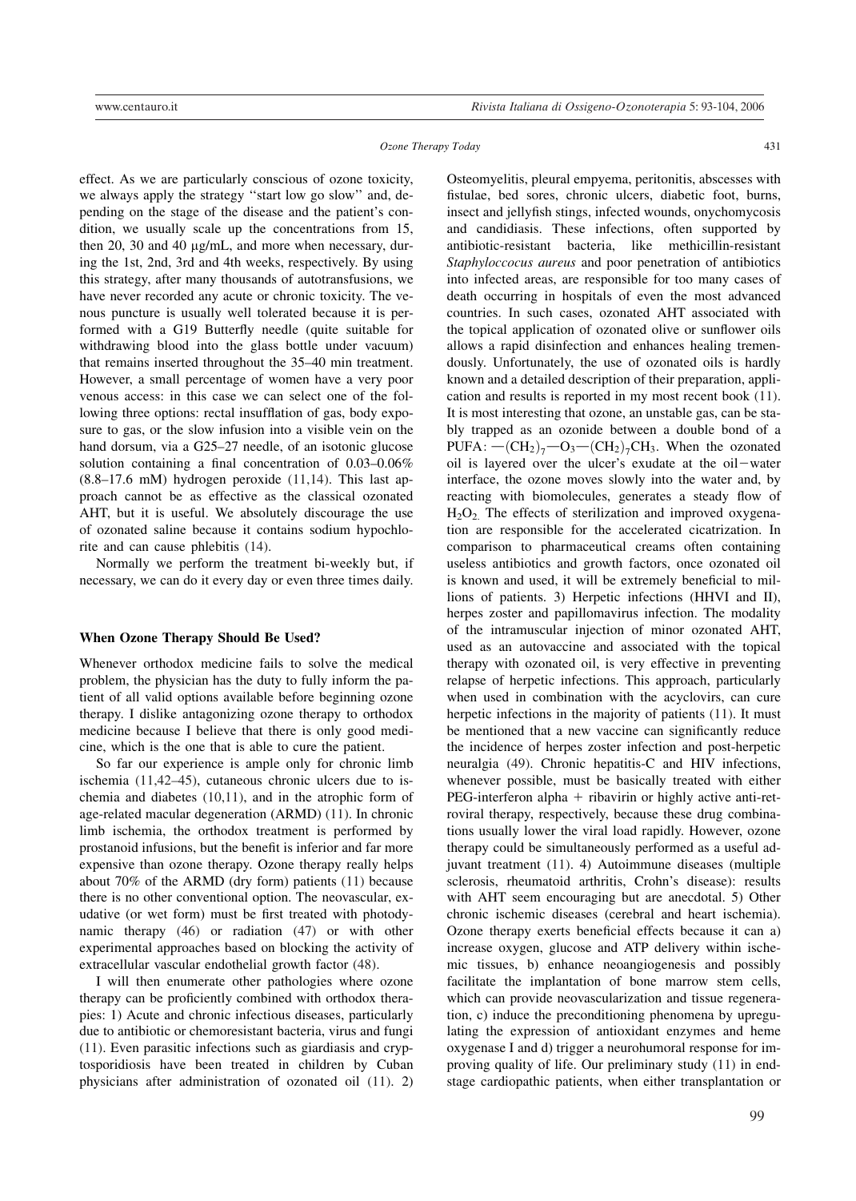effect. As we are particularly conscious of ozone toxicity, we always apply the strategy ''start low go slow'' and, depending on the stage of the disease and the patient's condition, we usually scale up the concentrations from 15, then 20, 30 and 40 μg/mL, and more when necessary, during the 1st, 2nd, 3rd and 4th weeks, respectively. By using this strategy, after many thousands of autotransfusions, we have never recorded any acute or chronic toxicity. The venous puncture is usually well tolerated because it is performed with a G19 Butterfly needle (quite suitable for withdrawing blood into the glass bottle under vacuum) that remains inserted throughout the 35–40 min treatment. However, a small percentage of women have a very poor venous access: in this case we can select one of the following three options: rectal insufflation of gas, body exposure to gas, or the slow infusion into a visible vein on the hand dorsum, via a G25–27 needle, of an isotonic glucose solution containing a final concentration of 0.03–0.06% (8.8–17.6 mM) hydrogen peroxide (11,14). This last approach cannot be as effective as the classical ozonated AHT, but it is useful. We absolutely discourage the use of ozonated saline because it contains sodium hypochlorite and can cause phlebitis (14).

Normally we perform the treatment bi-weekly but, if necessary, we can do it every day or even three times daily.

### When Ozone Therapy Should Be Used?

Whenever orthodox medicine fails to solve the medical problem, the physician has the duty to fully inform the patient of all valid options available before beginning ozone therapy. I dislike antagonizing ozone therapy to orthodox medicine because I believe that there is only good medicine, which is the one that is able to cure the patient.

So far our experience is ample only for chronic limb ischemia (11,42–45), cutaneous chronic ulcers due to ischemia and diabetes (10,11), and in the atrophic form of age-related macular degeneration (ARMD) (11). In chronic limb ischemia, the orthodox treatment is performed by prostanoid infusions, but the benefit is inferior and far more expensive than ozone therapy. Ozone therapy really helps about 70% of the ARMD (dry form) patients (11) because there is no other conventional option. The neovascular, exudative (or wet form) must be first treated with photodynamic therapy (46) or radiation (47) or with other experimental approaches based on blocking the activity of extracellular vascular endothelial growth factor (48).

I will then enumerate other pathologies where ozone therapy can be proficiently combined with orthodox therapies: 1) Acute and chronic infectious diseases, particularly due to antibiotic or chemoresistant bacteria, virus and fungi (11). Even parasitic infections such as giardiasis and cryptosporidiosis have been treated in children by Cuban physicians after administration of ozonated oil (11). 2) Osteomyelitis, pleural empyema, peritonitis, abscesses with fistulae, bed sores, chronic ulcers, diabetic foot, burns, insect and jellyfish stings, infected wounds, onychomycosis and candidiasis. These infections, often supported by antibiotic-resistant bacteria, like methicillin-resistant *Staphyloccocus aureus* and poor penetration of antibiotics into infected areas, are responsible for too many cases of death occurring in hospitals of even the most advanced countries. In such cases, ozonated AHT associated with the topical application of ozonated olive or sunflower oils allows a rapid disinfection and enhances healing tremendously. Unfortunately, the use of ozonated oils is hardly known and a detailed description of their preparation, application and results is reported in my most recent book (11). It is most interesting that ozone, an unstable gas, can be stably trapped as an ozonide between a double bond of a PUFA: $-(CH_2)_7-O_3-(CH_2)_7CH_3$. When the ozonated oil is layered over the ulcer's exudate at the oil−water interface, the ozone moves slowly into the water and, by reacting with biomolecules, generates a steady flow of $H_2O_2$. The effects of sterilization and improved oxygenation are responsible for the accelerated cicatrization. In comparison to pharmaceutical creams often containing useless antibiotics and growth factors, once ozonated oil is known and used, it will be extremely beneficial to millions of patients. 3) Herpetic infections (HHVI and II), herpes zoster and papillomavirus infection. The modality of the intramuscular injection of minor ozonated AHT, used as an autovaccine and associated with the topical therapy with ozonated oil, is very effective in preventing relapse of herpetic infections. This approach, particularly when used in combination with the acyclovirs, can cure herpetic infections in the majority of patients (11). It must be mentioned that a new vaccine can significantly reduce the incidence of herpes zoster infection and post-herpetic neuralgia (49). Chronic hepatitis-C and HIV infections, whenever possible, must be basically treated with either PEG-interferon alpha + ribavirin or highly active anti-retroviral therapy, respectively, because these drug combinations usually lower the viral load rapidly. However, ozone therapy could be simultaneously performed as a useful adjuvant treatment (11). 4) Autoimmune diseases (multiple sclerosis, rheumatoid arthritis, Crohn's disease): results with AHT seem encouraging but are anecdotal. 5) Other chronic ischemic diseases (cerebral and heart ischemia). Ozone therapy exerts beneficial effects because it can a) increase oxygen, glucose and ATP delivery within ischemic tissues, b) enhance neoangiogenesis and possibly facilitate the implantation of bone marrow stem cells, which can provide neovascularization and tissue regeneration, c) induce the preconditioning phenomena by upregulating the expression of antioxidant enzymes and heme oxygenase I and d) trigger a neurohumoral response for improving quality of life. Our preliminary study (11) in end-stage cardiopathic patients, when either transplantation or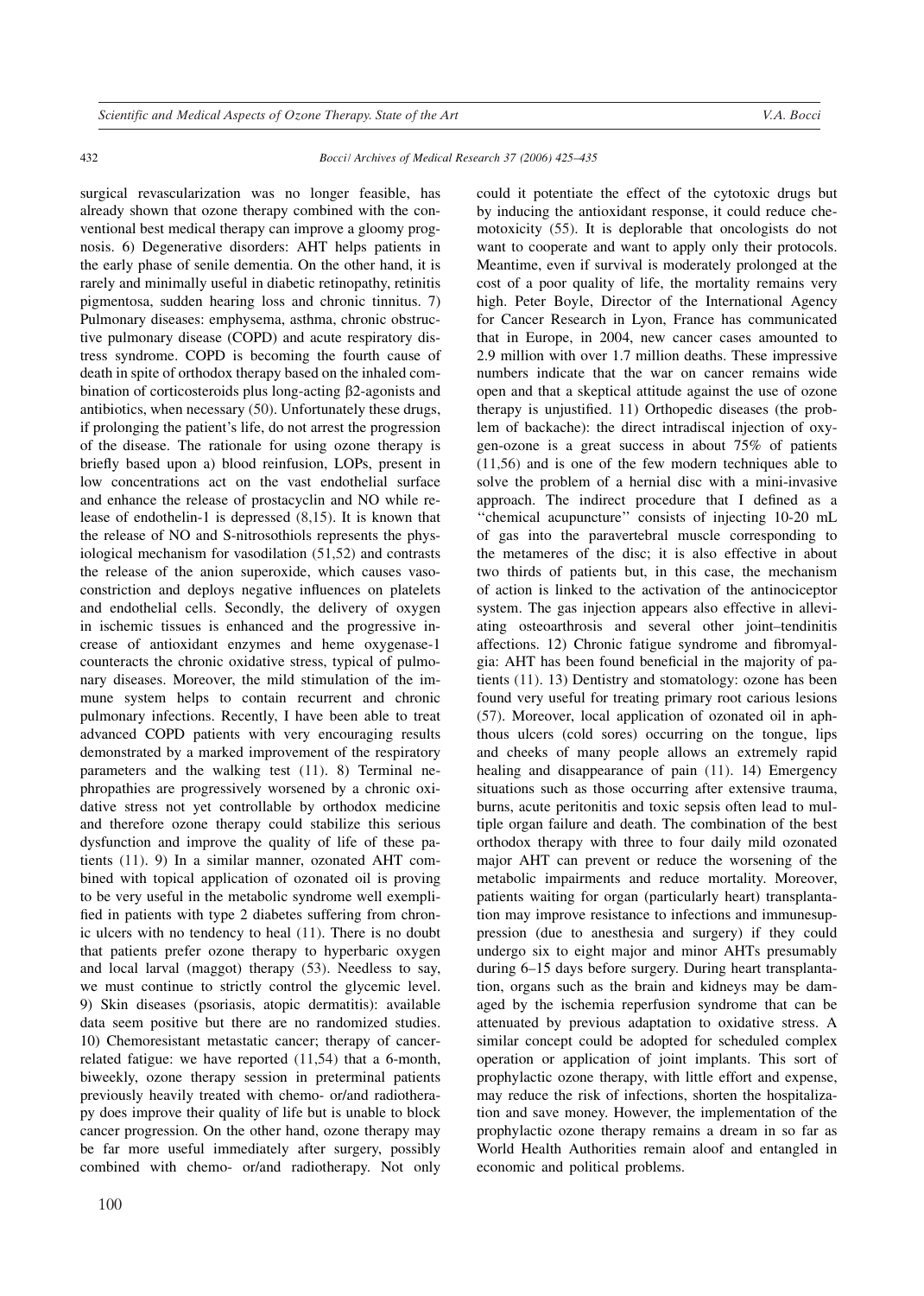surgical revascularization was no longer feasible, has already shown that ozone therapy combined with the conventional best medical therapy can improve a gloomy prognosis. 6) Degenerative disorders: AHT helps patients in the early phase of senile dementia. On the other hand, it is rarely and minimally useful in diabetic retinopathy, retinitis pigmentosa, sudden hearing loss and chronic tinnitus. 7) Pulmonary diseases: emphysema, asthma, chronic obstructive pulmonary disease (COPD) and acute respiratory distress syndrome. COPD is becoming the fourth cause of death in spite of orthodox therapy based on the inhaled combination of corticosteroids plus long-acting β2-agonists and antibiotics, when necessary (50). Unfortunately these drugs, if prolonging the patient's life, do not arrest the progression of the disease. The rationale for using ozone therapy is briefly based upon a) blood reinfusion, LOPs, present in low concentrations act on the vast endothelial surface and enhance the release of prostacyclin and NO while release of endothelin-1 is depressed (8,15). It is known that the release of NO and S-nitrosothiols represents the physiological mechanism for vasodilation (51,52) and contrasts the release of the anion superoxide, which causes vasoconstriction and deploys negative influences on platelets and endothelial cells. Secondly, the delivery of oxygen in ischemic tissues is enhanced and the progressive increase of antioxidant enzymes and heme oxygenase-1 counteracts the chronic oxidative stress, typical of pulmonary diseases. Moreover, the mild stimulation of the immune system helps to contain recurrent and chronic pulmonary infections. Recently, I have been able to treat advanced COPD patients with very encouraging results demonstrated by a marked improvement of the respiratory parameters and the walking test (11). 8) Terminal nephropathies are progressively worsened by a chronic oxidative stress not yet controllable by orthodox medicine and therefore ozone therapy could stabilize this serious dysfunction and improve the quality of life of these patients (11). 9) In a similar manner, ozonated AHT combined with topical application of ozonated oil is proving to be very useful in the metabolic syndrome well exemplified in patients with type 2 diabetes suffering from chronic ulcers with no tendency to heal (11). There is no doubt that patients prefer ozone therapy to hyperbaric oxygen and local larval (maggot) therapy (53). Needless to say, we must continue to strictly control the glycemic level. 9) Skin diseases (psoriasis, atopic dermatitis): available data seem positive but there are no randomized studies. 10) Chemoresistant metastatic cancer; therapy of cancer-related fatigue: we have reported (11,54) that a 6-month, biweekly, ozone therapy session in preterminal patients previously heavily treated with chemo- or/and radiotherapy does improve their quality of life but is unable to block cancer progression. On the other hand, ozone therapy may be far more useful immediately after surgery, possibly combined with chemo- or/and radiotherapy. Not only could it potentiate the effect of the cytotoxic drugs but by inducing the antioxidant response, it could reduce chemotoxicity (55). It is deplorable that oncologists do not want to cooperate and want to apply only their protocols. Meantime, even if survival is moderately prolonged at the cost of a poor quality of life, the mortality remains very high. Peter Boyle, Director of the International Agency for Cancer Research in Lyon, France has communicated that in Europe, in 2004, new cancer cases amounted to 2.9 million with over 1.7 million deaths. These impressive numbers indicate that the war on cancer remains wide open and that a skeptical attitude against the use of ozone therapy is unjustified. 11) Orthopedic diseases (the problem of backache): the direct intradiscal injection of oxygen-ozone is a great success in about 75% of patients (11,56) and is one of the few modern techniques able to solve the problem of a hernial disc with a mini-invasive approach. The indirect procedure that I defined as a ''chemical acupuncture'' consists of injecting 10-20 mL of gas into the paravertebral muscle corresponding to the metameres of the disc; it is also effective in about two thirds of patients but, in this case, the mechanism of action is linked to the activation of the antinociceptor system. The gas injection appears also effective in alleviating osteoarthrosis and several other joint–tendinitis affections. 12) Chronic fatigue syndrome and fibromyalgia: AHT has been found beneficial in the majority of patients (11). 13) Dentistry and stomatology: ozone has been found very useful for treating primary root carious lesions (57). Moreover, local application of ozonated oil in aphthous ulcers (cold sores) occurring on the tongue, lips and cheeks of many people allows an extremely rapid healing and disappearance of pain (11). 14) Emergency situations such as those occurring after extensive trauma, burns, acute peritonitis and toxic sepsis often lead to multiple organ failure and death. The combination of the best orthodox therapy with three to four daily mild ozonated major AHT can prevent or reduce the worsening of the metabolic impairments and reduce mortality. Moreover, patients waiting for organ (particularly heart) transplantation may improve resistance to infections and immunesuppression (due to anesthesia and surgery) if they could undergo six to eight major and minor AHTs presumably during 6–15 days before surgery. During heart transplantation, organs such as the brain and kidneys may be damaged by the ischemia reperfusion syndrome that can be attenuated by previous adaptation to oxidative stress. A similar concept could be adopted for scheduled complex operation or application of joint implants. This sort of prophylactic ozone therapy, with little effort and expense, may reduce the risk of infections, shorten the hospitalization and save money. However, the implementation of the prophylactic ozone therapy remains a dream in so far as World Health Authorities remain aloof and entangled in economic and political problems.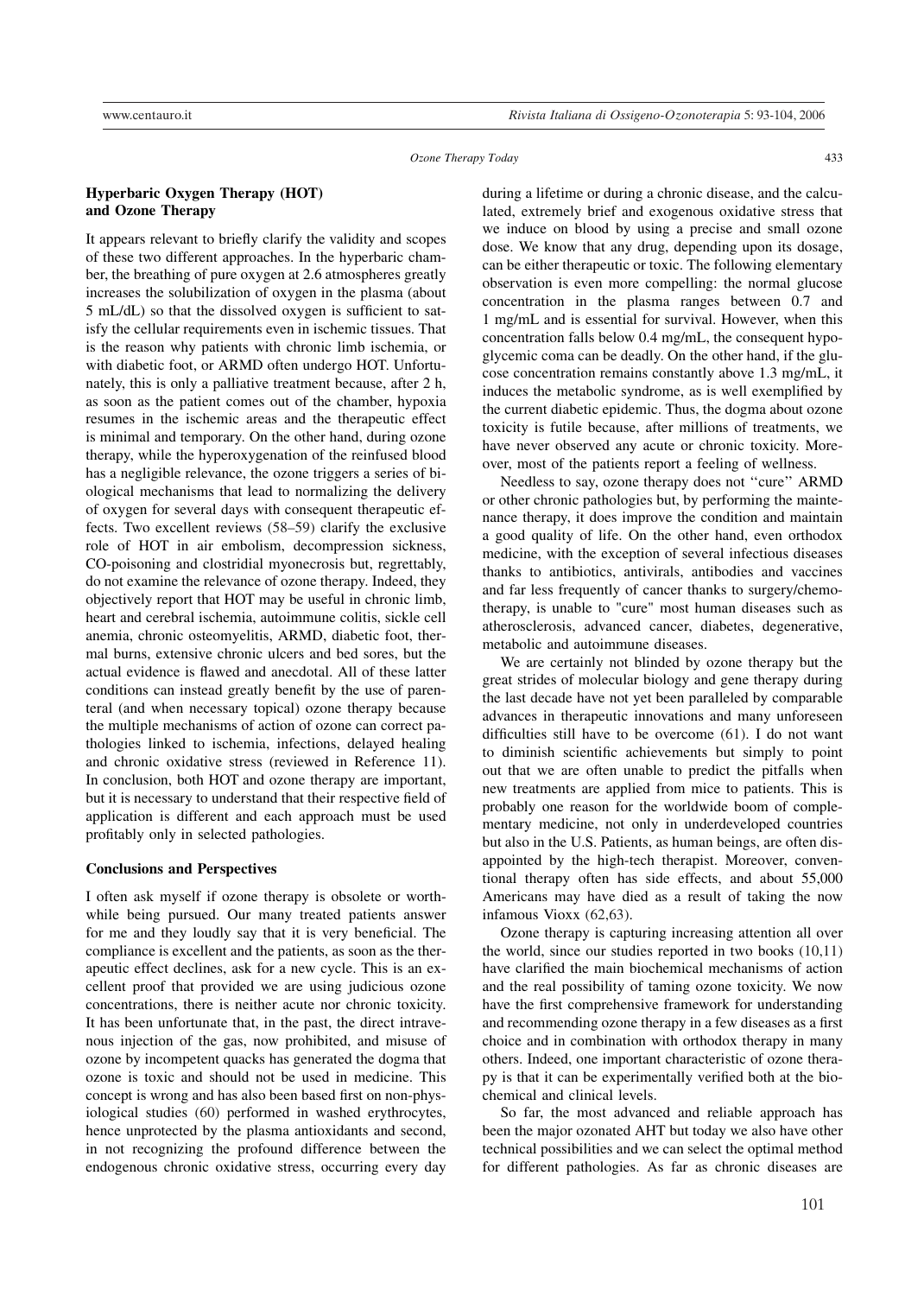### Hyperbaric Oxygen Therapy (HOT) and Ozone Therapy

It appears relevant to briefly clarify the validity and scopes of these two different approaches. In the hyperbaric chamber, the breathing of pure oxygen at 2.6 atmospheres greatly increases the solubilization of oxygen in the plasma (about 5 mL/dL) so that the dissolved oxygen is sufficient to satisfy the cellular requirements even in ischemic tissues. That is the reason why patients with chronic limb ischemia, or with diabetic foot, or ARMD often undergo HOT. Unfortunately, this is only a palliative treatment because, after 2 h, as soon as the patient comes out of the chamber, hypoxia resumes in the ischemic areas and the therapeutic effect is minimal and temporary. On the other hand, during ozone therapy, while the hyperoxygenation of the reinfused blood has a negligible relevance, the ozone triggers a series of biological mechanisms that lead to normalizing the delivery of oxygen for several days with consequent therapeutic effects. Two excellent reviews (58–59) clarify the exclusive role of HOT in air embolism, decompression sickness, CO-poisoning and clostridial myonecrosis but, regrettably, do not examine the relevance of ozone therapy. Indeed, they objectively report that HOT may be useful in chronic limb, heart and cerebral ischemia, autoimmune colitis, sickle cell anemia, chronic osteomyelitis, ARMD, diabetic foot, thermal burns, extensive chronic ulcers and bed sores, but the actual evidence is flawed and anecdotal. All of these latter conditions can instead greatly benefit by the use of parenteral (and when necessary topical) ozone therapy because the multiple mechanisms of action of ozone can correct pathologies linked to ischemia, infections, delayed healing and chronic oxidative stress (reviewed in Reference 11). In conclusion, both HOT and ozone therapy are important, but it is necessary to understand that their respective field of application is different and each approach must be used profitably only in selected pathologies.

### Conclusions and Perspectives

I often ask myself if ozone therapy is obsolete or worthwhile being pursued. Our many treated patients answer for me and they loudly say that it is very beneficial. The compliance is excellent and the patients, as soon as the therapeutic effect declines, ask for a new cycle. This is an excellent proof that provided we are using judicious ozone concentrations, there is neither acute nor chronic toxicity. It has been unfortunate that, in the past, the direct intravenous injection of the gas, now prohibited, and misuse of ozone by incompetent quacks has generated the dogma that ozone is toxic and should not be used in medicine. This concept is wrong and has also been based first on non-physiological studies (60) performed in washed erythrocytes, hence unprotected by the plasma antioxidants and second, in not recognizing the profound difference between the endogenous chronic oxidative stress, occurring every day during a lifetime or during a chronic disease, and the calculated, extremely brief and exogenous oxidative stress that we induce on blood by using a precise and small ozone dose. We know that any drug, depending upon its dosage, can be either therapeutic or toxic. The following elementary observation is even more compelling: the normal glucose concentration in the plasma ranges between 0.7 and 1 mg/mL and is essential for survival. However, when this concentration falls below 0.4 mg/mL, the consequent hypoglycemic coma can be deadly. On the other hand, if the glucose concentration remains constantly above 1.3 mg/mL, it induces the metabolic syndrome, as is well exemplified by the current diabetic epidemic. Thus, the dogma about ozone toxicity is futile because, after millions of treatments, we have never observed any acute or chronic toxicity. Moreover, most of the patients report a feeling of wellness.

Needless to say, ozone therapy does not ''cure'' ARMD or other chronic pathologies but, by performing the maintenance therapy, it does improve the condition and maintain a good quality of life. On the other hand, even orthodox medicine, with the exception of several infectious diseases thanks to antibiotics, antivirals, antibodies and vaccines and far less frequently of cancer thanks to surgery/chemotherapy, is unable to "cure" most human diseases such as atherosclerosis, advanced cancer, diabetes, degenerative, metabolic and autoimmune diseases.

We are certainly not blinded by ozone therapy but the great strides of molecular biology and gene therapy during the last decade have not yet been paralleled by comparable advances in therapeutic innovations and many unforeseen difficulties still have to be overcome (61). I do not want to diminish scientific achievements but simply to point out that we are often unable to predict the pitfalls when new treatments are applied from mice to patients. This is probably one reason for the worldwide boom of complementary medicine, not only in underdeveloped countries but also in the U.S. Patients, as human beings, are often disappointed by the high-tech therapist. Moreover, conventional therapy often has side effects, and about 55,000 Americans may have died as a result of taking the now infamous Vioxx (62,63).

Ozone therapy is capturing increasing attention all over the world, since our studies reported in two books (10,11) have clarified the main biochemical mechanisms of action and the real possibility of taming ozone toxicity. We now have the first comprehensive framework for understanding and recommending ozone therapy in a few diseases as a first choice and in combination with orthodox therapy in many others. Indeed, one important characteristic of ozone therapy is that it can be experimentally verified both at the biochemical and clinical levels.

So far, the most advanced and reliable approach has been the major ozonated AHT but today we also have other technical possibilities and we can select the optimal method for different pathologies. As far as chronic diseases are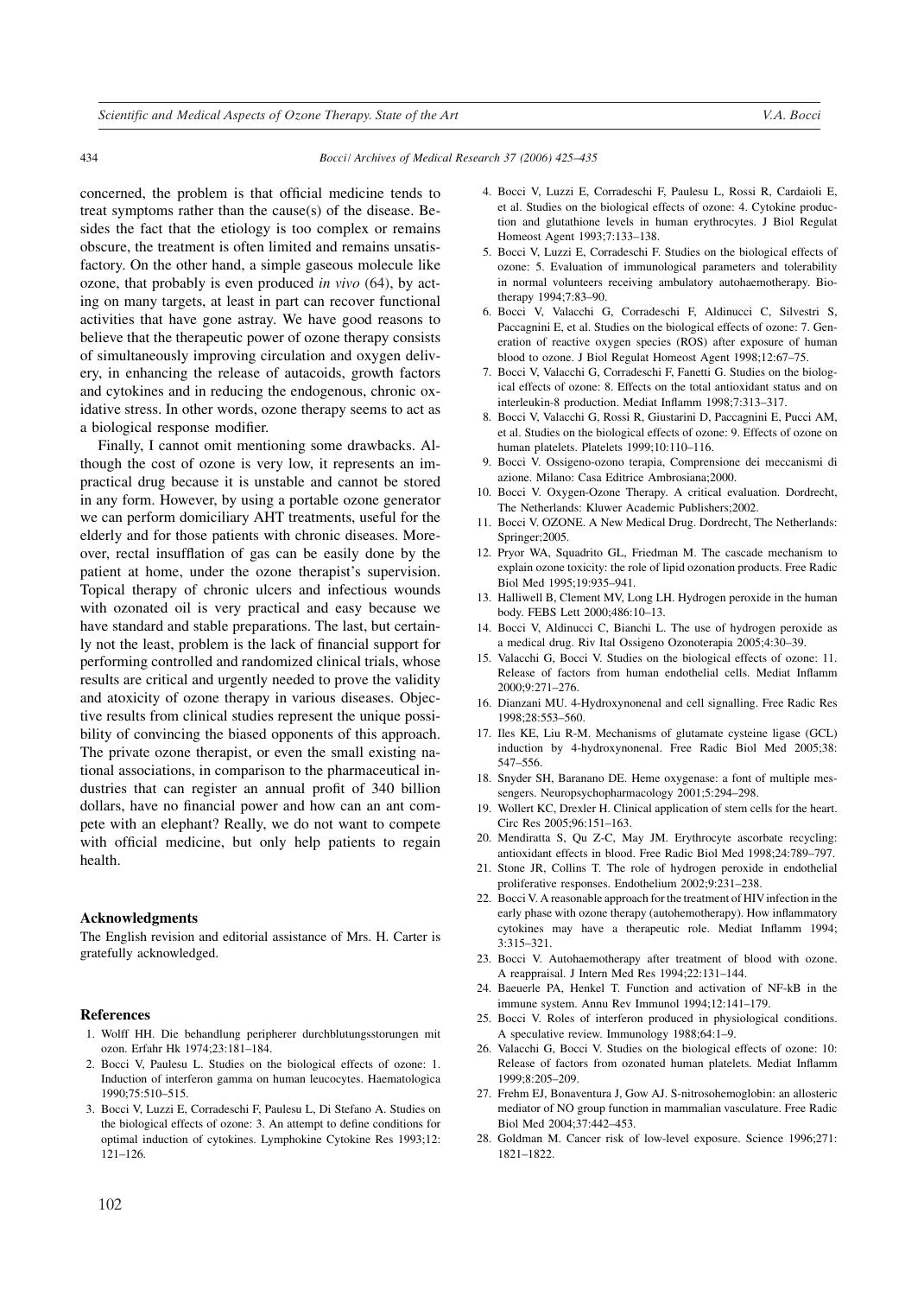concerned, the problem is that official medicine tends to treat symptoms rather than the cause(s) of the disease. Besides the fact that the etiology is too complex or remains obscure, the treatment is often limited and remains unsatisfactory. On the other hand, a simple gaseous molecule like ozone, that probably is even produced *in vivo* (64), by acting on many targets, at least in part can recover functional activities that have gone astray. We have good reasons to believe that the therapeutic power of ozone therapy consists of simultaneously improving circulation and oxygen delivery, in enhancing the release of autacoids, growth factors and cytokines and in reducing the endogenous, chronic oxidative stress. In other words, ozone therapy seems to act as a biological response modifier.

Finally, I cannot omit mentioning some drawbacks. Although the cost of ozone is very low, it represents an impractical drug because it is unstable and cannot be stored in any form. However, by using a portable ozone generator we can perform domiciliary AHT treatments, useful for the elderly and for those patients with chronic diseases. Moreover, rectal insufflation of gas can be easily done by the patient at home, under the ozone therapist's supervision. Topical therapy of chronic ulcers and infectious wounds with ozonated oil is very practical and easy because we have standard and stable preparations. The last, but certainly not the least, problem is the lack of financial support for performing controlled and randomized clinical trials, whose results are critical and urgently needed to prove the validity and atoxicity of ozone therapy in various diseases. Objective results from clinical studies represent the unique possibility of convincing the biased opponents of this approach. The private ozone therapist, or even the small existing national associations, in comparison to the pharmaceutical industries that can register an annual profit of 340 billion dollars, have no financial power and how can an ant compete with an elephant? Really, we do not want to compete with official medicine, but only help patients to regain health.

## Acknowledgments

The English revision and editorial assistance of Mrs. H. Carter is gratefully acknowledged.

## References

1. Wolff HH. Die behandlung peripherer durchblutungsstorungen mit ozon. Erfahr Hk 1974;23:181–184.
2. Bocci V, Paulesu L. Studies on the biological effects of ozone: 1. Induction of interferon gamma on human leucocytes. Haematologica 1990;75:510–515.
3. Bocci V, Luzzi E, Corradeschi F, Paulesu L, Di Stefano A. Studies on the biological effects of ozone: 3. An attempt to define conditions for optimal induction of cytokines. Lymphokine Cytokine Res 1993;12: 121–126.
4. Bocci V, Luzzi E, Corradeschi F, Paulesu L, Rossi R, Cardaioli E, et al. Studies on the biological effects of ozone: 4. Cytokine production and glutathione levels in human erythrocytes. J Biol Regulat Homeost Agent 1993;7:133–138.
5. Bocci V, Luzzi E, Corradeschi F. Studies on the biological effects of ozone: 5. Evaluation of immunological parameters and tolerability in normal volunteers receiving ambulatory autohaemotherapy. Biotherapy 1994;7:83–90.
6. Bocci V, Valacchi G, Corradeschi F, Aldinucci C, Silvestri S, Paccagnini E, et al. Studies on the biological effects of ozone: 7. Generation of reactive oxygen species (ROS) after exposure of human blood to ozone. J Biol Regulat Homeost Agent 1998;12:67–75.
7. Bocci V, Valacchi G, Corradeschi F, Fanetti G. Studies on the biological effects of ozone: 8. Effects on the total antioxidant status and on interleukin-8 production. Mediat Inflamm 1998;7:313–317.
8. Bocci V, Valacchi G, Rossi R, Giustarini D, Paccagnini E, Pucci AM, et al. Studies on the biological effects of ozone: 9. Effects of ozone on human platelets. Platelets 1999;10:110–116.
9. Bocci V. Ossigeno-ozono terapia, Comprensione dei meccanismi di azione. Milano: Casa Editrice Ambrosiana;2000.
10. Bocci V. Oxygen-Ozone Therapy. A critical evaluation. Dordrecht, The Netherlands: Kluwer Academic Publishers;2002.
11. Bocci V. OZONE. A New Medical Drug. Dordrecht, The Netherlands: Springer;2005.
12. Pryor WA, Squadrito GL, Friedman M. The cascade mechanism to explain ozone toxicity: the role of lipid ozonation products. Free Radic Biol Med 1995;19:935–941.
13. Halliwell B, Clement MV, Long LH. Hydrogen peroxide in the human body. FEBS Lett 2000;486:10–13.
14. Bocci V, Aldinucci C, Bianchi L. The use of hydrogen peroxide as a medical drug. Riv Ital Ossigeno Ozonoterapia 2005;4:30–39.
15. Valacchi G, Bocci V. Studies on the biological effects of ozone: 11. Release of factors from human endothelial cells. Mediat Inflamm 2000;9:271–276.
16. Dianzani MU. 4-Hydroxynonenal and cell signalling. Free Radic Res 1998;28:553–560.
17. Iles KE, Liu R-M. Mechanisms of glutamate cysteine ligase (GCL) induction by 4-hydroxynonenal. Free Radic Biol Med 2005;38: 547–556.
18. Snyder SH, Baranano DE. Heme oxygenase: a font of multiple messengers. Neuropsychopharmacology 2001;5:294–298.
19. Wollert KC, Drexler H. Clinical application of stem cells for the heart. Circ Res 2005;96:151–163.
20. Mendiratta S, Qu Z-C, May JM. Erythrocyte ascorbate recycling: antioxidant effects in blood. Free Radic Biol Med 1998;24:789–797.
21. Stone JR, Collins T. The role of hydrogen peroxide in endothelial proliferative responses. Endothelium 2002;9:231–238.
22. Bocci V. A reasonable approach for the treatment of HIV infection in the early phase with ozone therapy (autohemotherapy). How inflammatory cytokines may have a therapeutic role. Mediat Inflamm 1994; 3:315–321.
23. Bocci V. Autohaemotherapy after treatment of blood with ozone. A reappraisal. J Intern Med Res 1994;22:131–144.
24. Baeuerle PA, Henkel T. Function and activation of NF-kB in the immune system. Annu Rev Immunol 1994;12:141–179.
25. Bocci V. Roles of interferon produced in physiological conditions. A speculative review. Immunology 1988;64:1–9.
26. Valacchi G, Bocci V. Studies on the biological effects of ozone: 10: Release of factors from ozonated human platelets. Mediat Inflamm 1999;8:205–209.
27. Frehm EJ, Bonaventura J, Gow AJ. S-nitrosohemoglobin: an allosteric mediator of NO group function in mammalian vasculature. Free Radic Biol Med 2004;37:442–453.
28. Goldman M. Cancer risk of low-level exposure. Science 1996;271: 1821–1822.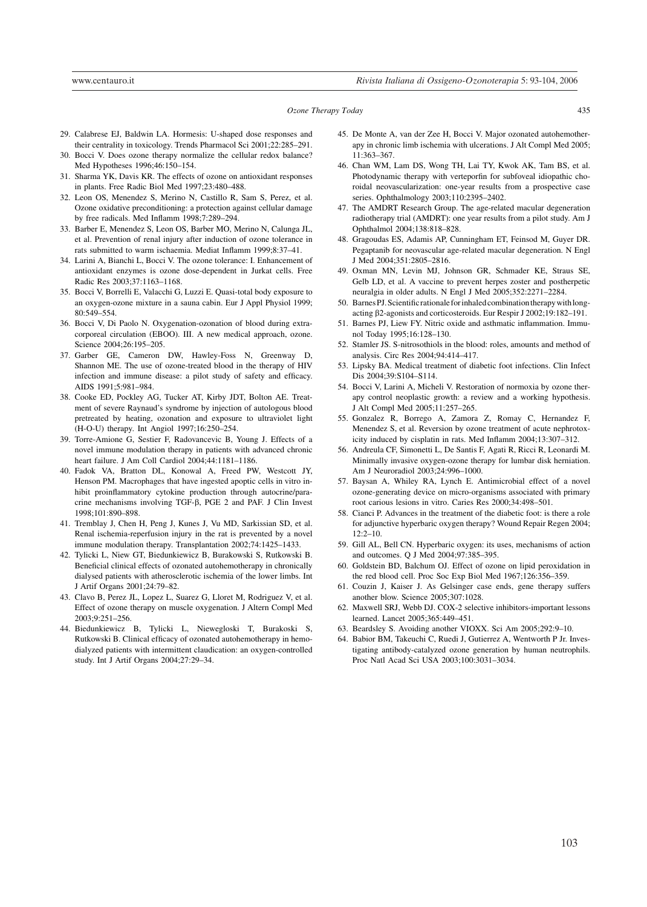29. Calabrese EJ, Baldwin LA. Hormesis: U-shaped dose responses and their centrality in toxicology. Trends Pharmacol Sci 2001;22:285–291.
30. Bocci V. Does ozone therapy normalize the cellular redox balance? Med Hypotheses 1996;46:150–154.
31. Sharma YK, Davis KR. The effects of ozone on antioxidant responses in plants. Free Radic Biol Med 1997;23:480–488.
32. Leon OS, Menendez S, Merino N, Castillo R, Sam S, Perez, et al. Ozone oxidative preconditioning: a protection against cellular damage by free radicals. Med Inflamm 1998;7:289–294.
33. Barber E, Menendez S, Leon OS, Barber MO, Merino N, Calunga JL, et al. Prevention of renal injury after induction of ozone tolerance in rats submitted to warm ischaemia. Mediat Inflamm 1999;8:37–41.
34. Larini A, Bianchi L, Bocci V. The ozone tolerance: I. Enhancement of antioxidant enzymes is ozone dose-dependent in Jurkat cells. Free Radic Res 2003;37:1163–1168.
35. Bocci V, Borrelli E, Valacchi G, Luzzi E. Quasi-total body exposure to an oxygen-ozone mixture in a sauna cabin. Eur J Appl Physiol 1999; 80:549–554.
36. Bocci V, Di Paolo N. Oxygenation-ozonation of blood during extracorporeal circulation (EBOO). III. A new medical approach, ozone. Science 2004;26:195–205.
37. Garber GE, Cameron DW, Hawley-Foss N, Greenway D, Shannon ME. The use of ozone-treated blood in the therapy of HIV infection and immune disease: a pilot study of safety and efficacy. AIDS 1991;5:981–984.
38. Cooke ED, Pockley AG, Tucker AT, Kirby JDT, Bolton AE. Treatment of severe Raynaud's syndrome by injection of autologous blood pretreated by heating, ozonation and exposure to ultraviolet light (H-O-U) therapy. Int Angiol 1997;16:250–254.
39. Torre-Amione G, Sestier F, Radovancevic B, Young J. Effects of a novel immune modulation therapy in patients with advanced chronic heart failure. J Am Coll Cardiol 2004;44:1181–1186.
40. Fadok VA, Bratton DL, Konowal A, Freed PW, Westcott JY, Henson PM. Macrophages that have ingested apoptic cells in vitro inhibit proinflammatory cytokine production through autocrine/paracrine mechanisms involving TGF-β, PGE 2 and PAF. J Clin Invest 1998;101:890–898.
41. Tremblay J, Chen H, Peng J, Kunes J, Vu MD, Sarkissian SD, et al. Renal ischemia-reperfusion injury in the rat is prevented by a novel immune modulation therapy. Transplantation 2002;74:1425–1433.
42. Tylicki L, Niew GT, Biedunkiewicz B, Burakowski S, Rutkowski B. Beneficial clinical effects of ozonated autohemotherapy in chronically dialysed patients with atherosclerotic ischemia of the lower limbs. Int J Artif Organs 2001;24:79–82.
43. Clavo B, Perez JL, Lopez L, Suarez G, Lloret M, Rodriguez V, et al. Effect of ozone therapy on muscle oxygenation. J Altern Compl Med 2003;9:251–256.
44. Biedunkiewicz B, Tylicki L, Niewegloski T, Burakoski S, Rutkowski B. Clinical efficacy of ozonated autohemotherapy in hemodialyzed patients with intermittent claudication: an oxygen-controlled study. Int J Artif Organs 2004;27:29–34.
45. De Monte A, van der Zee H, Bocci V. Major ozonated autohemotherapy in chronic limb ischemia with ulcerations. J Alt Compl Med 2005; 11:363–367.
46. Chan WM, Lam DS, Wong TH, Lai TY, Kwok AK, Tam BS, et al. Photodynamic therapy with verteporfin for subfoveal idiopathic choroidal neovascularization: one-year results from a prospective case series. Ophthalmology 2003;110:2395–2402.
47. The AMDRT Research Group. The age-related macular degeneration radiotherapy trial (AMDRT): one year results from a pilot study. Am J Ophthalmol 2004;138:818–828.
48. Gragoudas ES, Adamis AP, Cunningham ET, Feinsod M, Guyer DR. Pegaptanib for neovascular age-related macular degeneration. N Engl J Med 2004;351:2805–2816.
49. Oxman MN, Levin MJ, Johnson GR, Schmader KE, Straus SE, Gelb LD, et al. A vaccine to prevent herpes zoster and postherpetic neuralgia in older adults. N Engl J Med 2005;352:2271–2284.
50. Barnes PJ. Scientific rationale for inhaled combination therapy with long-acting β2-agonists and corticosteroids. Eur Respir J 2002;19:182–191.
51. Barnes PJ, Liew FY. Nitric oxide and asthmatic inflammation. Immunol Today 1995;16:128–130.
52. Stamler JS. S-nitrosothiols in the blood: roles, amounts and method of analysis. Circ Res 2004;94:414–417.
53. Lipsky BA. Medical treatment of diabetic foot infections. Clin Infect Dis 2004;39:S104–S114.
54. Bocci V, Larini A, Micheli V. Restoration of normoxia by ozone therapy control neoplastic growth: a review and a working hypothesis. J Alt Compl Med 2005;11:257–265.
55. Gonzalez R, Borrego A, Zamora Z, Romay C, Hernandez F, Menendez S, et al. Reversion by ozone treatment of acute nephrotoxicity induced by cisplatin in rats. Med Inflamm 2004;13:307–312.
56. Andreula CF, Simonetti L, De Santis F, Agati R, Ricci R, Leonardi M. Minimally invasive oxygen-ozone therapy for lumbar disk herniation. Am J Neuroradiol 2003;24:996–1000.
57. Baysan A, Whiley RA, Lynch E. Antimicrobial effect of a novel ozone-generating device on micro-organisms associated with primary root carious lesions in vitro. Caries Res 2000;34:498–501.
58. Cianci P. Advances in the treatment of the diabetic foot: is there a role for adjunctive hyperbaric oxygen therapy? Wound Repair Regen 2004; 12:2–10.
59. Gill AL, Bell CN. Hyperbaric oxygen: its uses, mechanisms of action and outcomes. Q J Med 2004;97:385–395.
60. Goldstein BD, Balchum OJ. Effect of ozone on lipid peroxidation in the red blood cell. Proc Soc Exp Biol Med 1967;126:356–359.
61. Couzin J, Kaiser J. As Gelsinger case ends, gene therapy suffers another blow. Science 2005;307:1028.
62. Maxwell SRJ, Webb DJ. COX-2 selective inhibitors-important lessons learned. Lancet 2005;365:449–451.
63. Beardsley S. Avoiding another VIOXX. Sci Am 2005;292:9–10.
64. Babior BM, Takeuchi C, Ruedi J, Gutierrez A, Wentworth P Jr. Investigating antibody-catalyzed ozone generation by human neutrophils. Proc Natl Acad Sci USA 2003;100:3031–3034.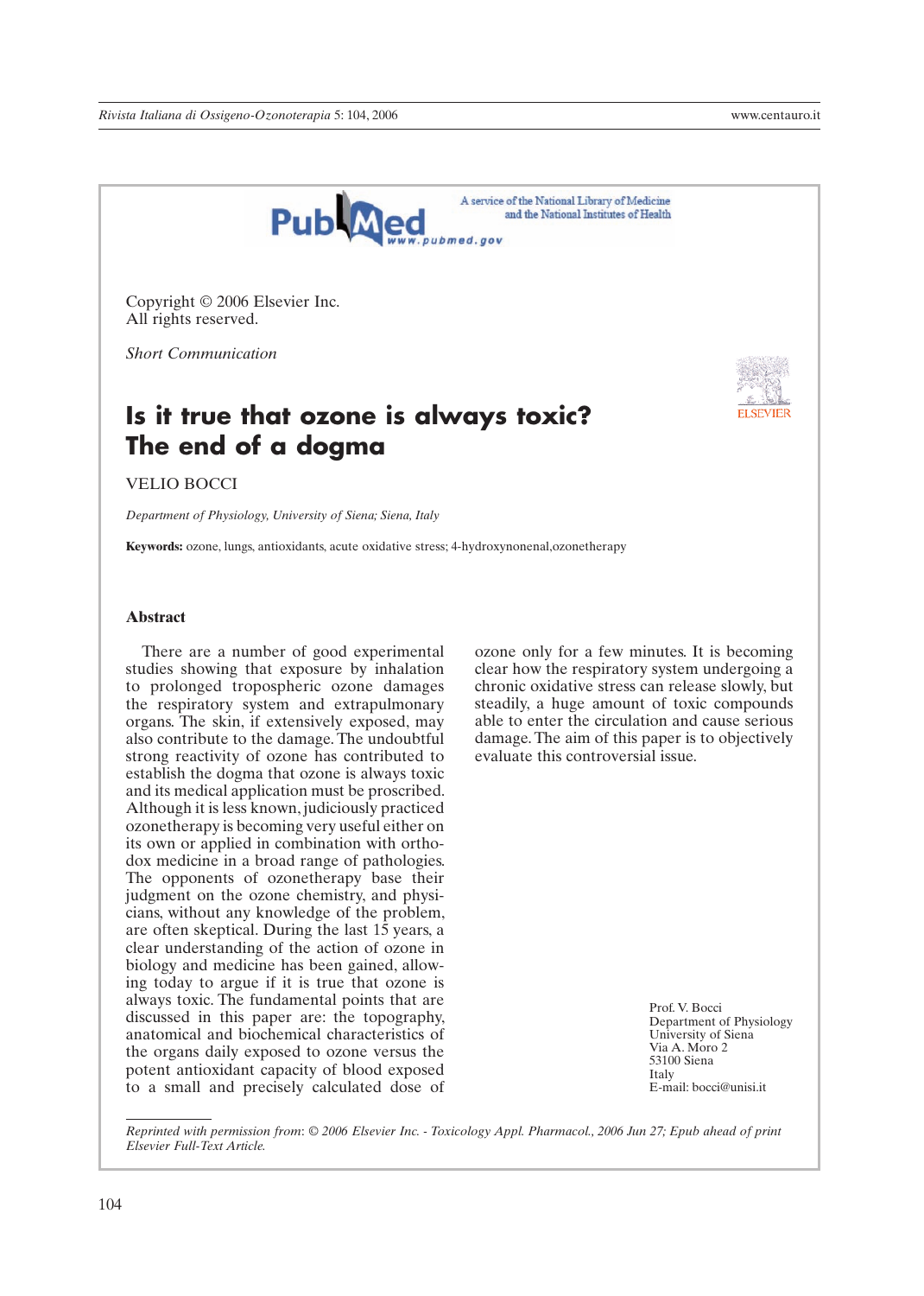Copyright © 2006 Elsevier Inc.
All rights reserved.

*Short Communication*

# Is it true that ozone is always toxic? The end of a dogma

VELIO BOCCI

*Department of Physiology, University of Siena; Siena, Italy*

**Keywords:** ozone, lungs, antioxidants, acute oxidative stress; 4-hydroxynonenal,ozonetherapy

## Abstract

There are a number of good experimental studies showing that exposure by inhalation to prolonged tropospheric ozone damages the respiratory system and extrapulmonary organs. The skin, if extensively exposed, may also contribute to the damage. The undoubtful strong reactivity of ozone has contributed to establish the dogma that ozone is always toxic and its medical application must be proscribed. Although it is less known, judiciously practiced ozonetherapy is becoming very useful either on its own or applied in combination with orthodox medicine in a broad range of pathologies. The opponents of ozonetherapy base their judgment on the ozone chemistry, and physicians, without any knowledge of the problem, are often skeptical. During the last 15 years, a clear understanding of the action of ozone in biology and medicine has been gained, allowing today to argue if it is true that ozone is always toxic. The fundamental points that are discussed in this paper are: the topography, anatomical and biochemical characteristics of the organs daily exposed to ozone versus the potent antioxidant capacity of blood exposed to a small and precisely calculated dose of ozone only for a few minutes. It is becoming clear how the respiratory system undergoing a chronic oxidative stress can release slowly, but steadily, a huge amount of toxic compounds able to enter the circulation and cause serious damage. The aim of this paper is to objectively evaluate this controversial issue.

Prof. V. Bocci
Department of Physiology
University of Siena
Via A. Moro 2
53100 Siena
Italy
E-mail: bocci@unisi.it

*Reprinted with permission from: © 2006 Elsevier Inc. - Toxicology Appl. Pharmacol., 2006 Jun 27; Epub ahead of print Elsevier Full-Text Article.*